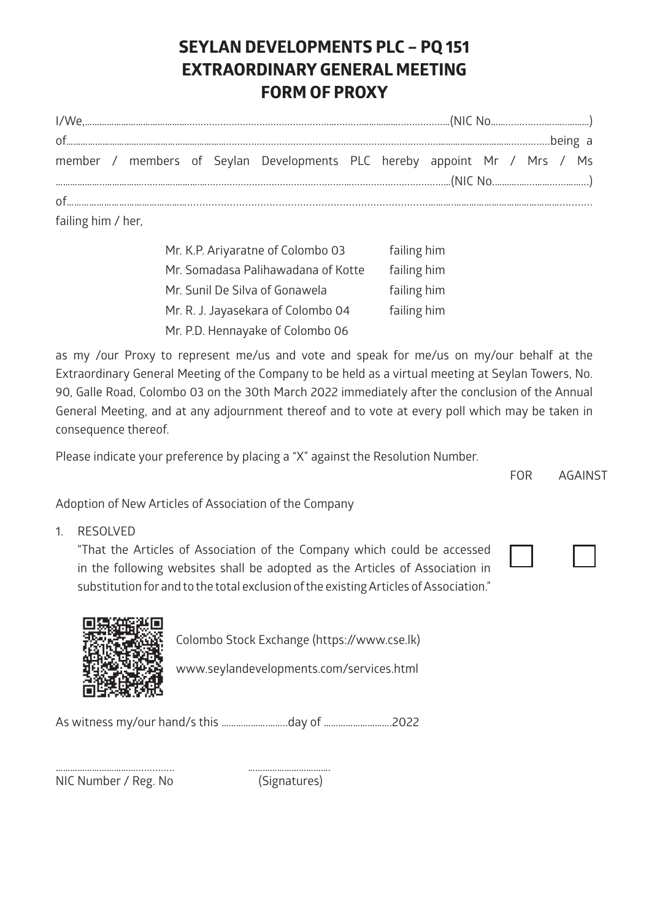# SEYLAN DEVELOPMENTS PLC – PQ 151
# EXTRAORDINARY GENERAL MEETING
# FORM OF PROXY

I/We,..............................................................................................................................(NIC No.......................................)
of.................................................................................................................................................................being a member / members of Seylan Developments PLC hereby appoint Mr / Mrs / Ms ..............................................................................................................................(NIC No.......................................)
of.................................................................................................................................................................................
failing him / her,

| | |
|---|---|
| Mr. K.P. Ariyaratne of Colombo 03 | failing him |
| Mr. Somadasa Palihawadana of Kotte | failing him |
| Mr. Sunil De Silva of Gonawela | failing him |
| Mr. R. J. Jayasekara of Colombo 04 | failing him |
| Mr. P.D. Hennayake of Colombo 06 | |

as my /our Proxy to represent me/us and vote and speak for me/us on my/our behalf at the Extraordinary General Meeting of the Company to be held as a virtual meeting at Seylan Towers, No. 90, Galle Road, Colombo 03 on the 30th March 2022 immediately after the conclusion of the Annual General Meeting, and at any adjournment thereof and to vote at every poll which may be taken in consequence thereof.

Please indicate your preference by placing a "X" against the Resolution Number.

| | FOR | AGAINST |
|---|---|---|
| Adoption of New Articles of Association of the Company | | |
| 1. RESOLVED<br>"That the Articles of Association of the Company which could be accessed in the following websites shall be adopted as the Articles of Association in substitution for and to the total exclusion of the existing Articles of Association." | ☐ | ☐ |

Colombo Stock Exchange (https://www.cse.lk)

www.seylandevelopments.com/services.html

As witness my/our hand/s this ...........................day of ............................2022

.............................................. ..................................
NIC Number / Reg. No (Signatures)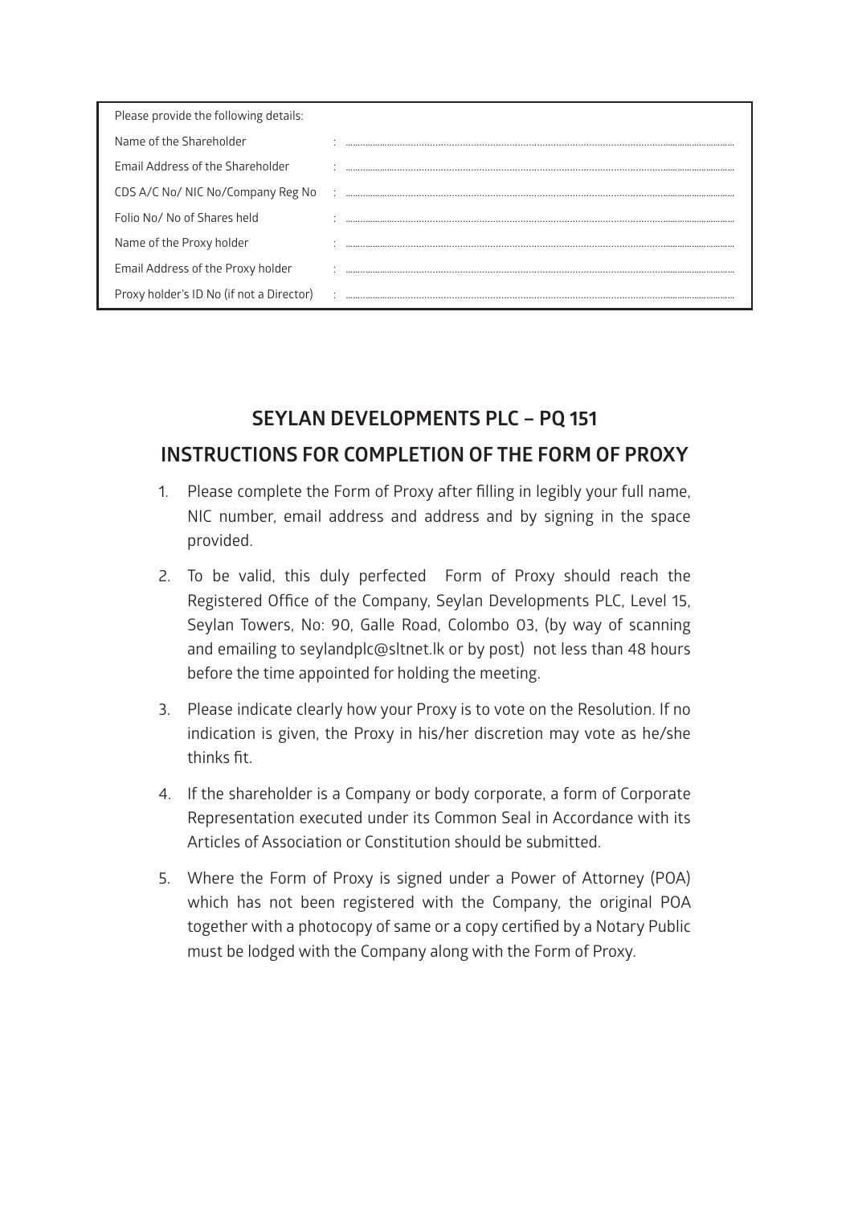| Please provide the following details: | |
| --- | --- |
| Name of the Shareholder | : ........................................................................................................................................ |
| Email Address of the Shareholder | : ........................................................................................................................................ |
| CDS A/C No/ NIC No/Company Reg No | : ........................................................................................................................................ |
| Folio No/ No of Shares held | : ........................................................................................................................................ |
| Name of the Proxy holder | : ........................................................................................................................................ |
| Email Address of the Proxy holder | : ........................................................................................................................................ |
| Proxy holder's ID No (if not a Director) | : ........................................................................................................................................ |

## SEYLAN DEVELOPMENTS PLC – PQ 151

## INSTRUCTIONS FOR COMPLETION OF THE FORM OF PROXY

1. Please complete the Form of Proxy after filling in legibly your full name, NIC number, email address and address and by signing in the space provided.
2. To be valid, this duly perfected Form of Proxy should reach the Registered Office of the Company, Seylan Developments PLC, Level 15, Seylan Towers, No: 90, Galle Road, Colombo 03, (by way of scanning and emailing to seylandplc@sltnet.lk or by post) not less than 48 hours before the time appointed for holding the meeting.
3. Please indicate clearly how your Proxy is to vote on the Resolution. If no indication is given, the Proxy in his/her discretion may vote as he/she thinks fit.
4. If the shareholder is a Company or body corporate, a form of Corporate Representation executed under its Common Seal in Accordance with its Articles of Association or Constitution should be submitted.
5. Where the Form of Proxy is signed under a Power of Attorney (POA) which has not been registered with the Company, the original POA together with a photocopy of same or a copy certified by a Notary Public must be lodged with the Company along with the Form of Proxy.